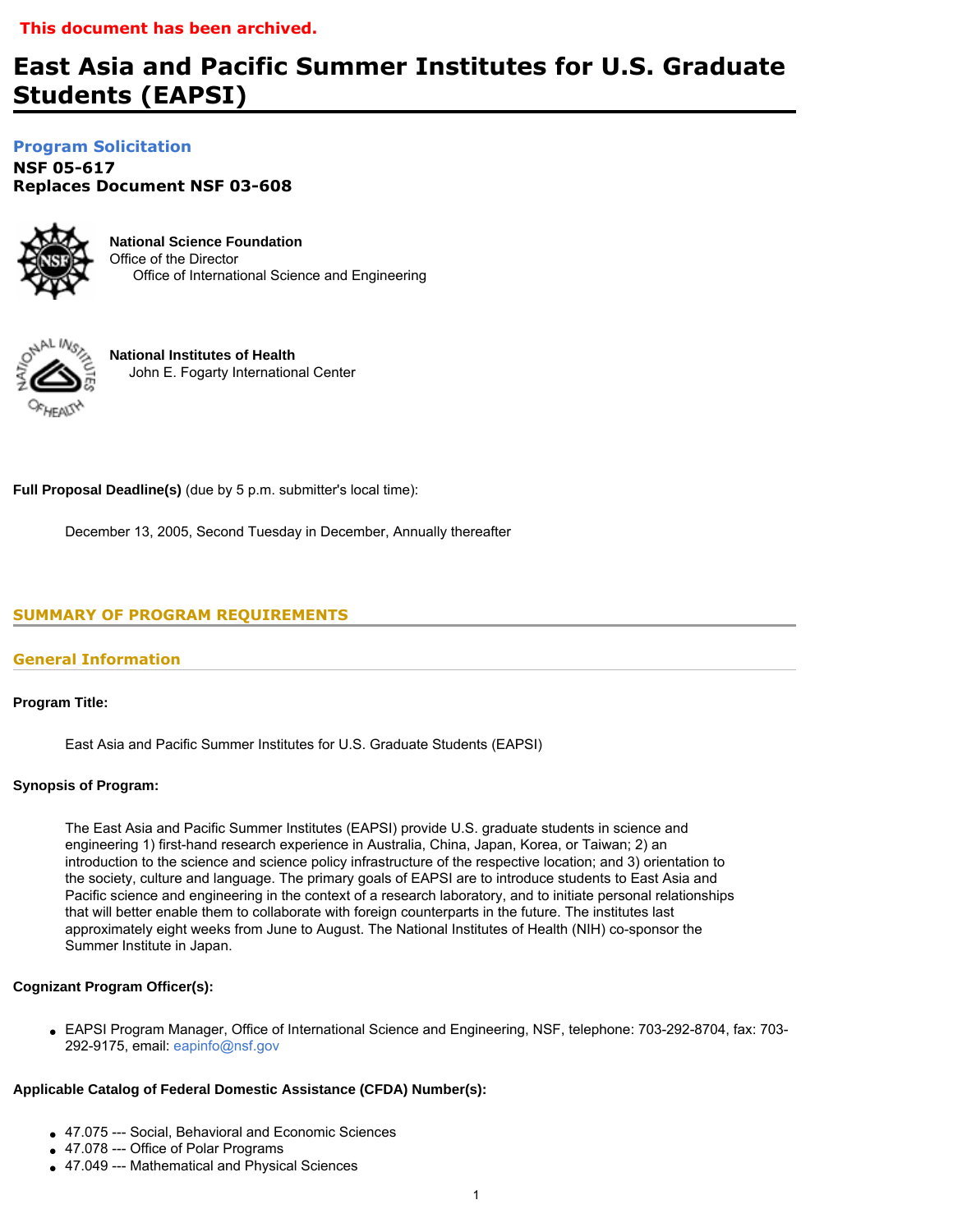**This document has been archived.**

# East Asia and Pacific Summer Institutes for U.S. Graduate Students (EAPSI)

## Program Solicitation

**NSF 05-617**
**Replaces Document NSF 03-608**

**National Science Foundation**
Office of the Director
Office of International Science and Engineering

**National Institutes of Health**
John E. Fogarty International Center

**Full Proposal Deadline(s)** (due by 5 p.m. submitter's local time):

December 13, 2005, Second Tuesday in December, Annually thereafter

## SUMMARY OF PROGRAM REQUIREMENTS

### General Information

**Program Title:**

East Asia and Pacific Summer Institutes for U.S. Graduate Students (EAPSI)

**Synopsis of Program:**

The East Asia and Pacific Summer Institutes (EAPSI) provide U.S. graduate students in science and engineering 1) first-hand research experience in Australia, China, Japan, Korea, or Taiwan; 2) an introduction to the science and science policy infrastructure of the respective location; and 3) orientation to the society, culture and language. The primary goals of EAPSI are to introduce students to East Asia and Pacific science and engineering in the context of a research laboratory, and to initiate personal relationships that will better enable them to collaborate with foreign counterparts in the future. The institutes last approximately eight weeks from June to August. The National Institutes of Health (NIH) co-sponsor the Summer Institute in Japan.

**Cognizant Program Officer(s):**

- EAPSI Program Manager, Office of International Science and Engineering, NSF, telephone: 703-292-8704, fax: 703-292-9175, email: eapinfo@nsf.gov

**Applicable Catalog of Federal Domestic Assistance (CFDA) Number(s):**

- 47.075 --- Social, Behavioral and Economic Sciences
- 47.078 --- Office of Polar Programs
- 47.049 --- Mathematical and Physical Sciences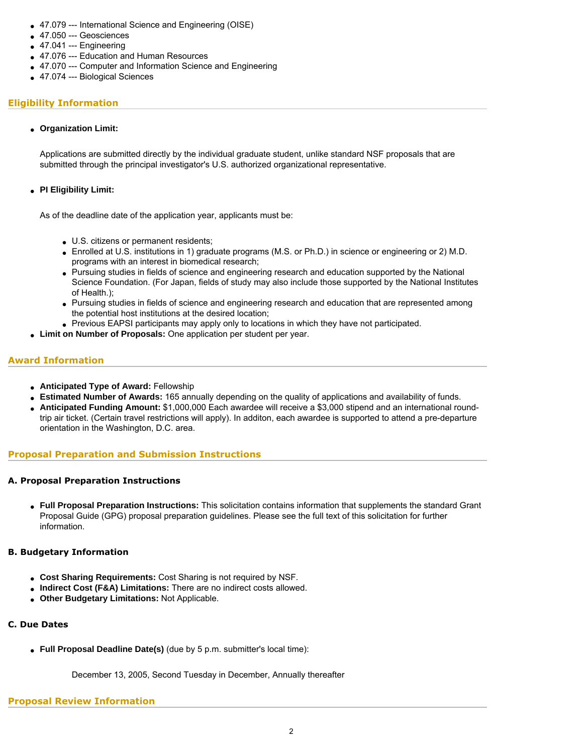- 47.079 --- International Science and Engineering (OISE)
- 47.050 --- Geosciences
- 47.041 --- Engineering
- 47.076 --- Education and Human Resources
- 47.070 --- Computer and Information Science and Engineering
- 47.074 --- Biological Sciences

## Eligibility Information

- **Organization Limit:**

  Applications are submitted directly by the individual graduate student, unlike standard NSF proposals that are submitted through the principal investigator's U.S. authorized organizational representative.

- **PI Eligibility Limit:**

  As of the deadline date of the application year, applicants must be:

  - U.S. citizens or permanent residents;
  - Enrolled at U.S. institutions in 1) graduate programs (M.S. or Ph.D.) in science or engineering or 2) M.D. programs with an interest in biomedical research;
  - Pursuing studies in fields of science and engineering research and education supported by the National Science Foundation. (For Japan, fields of study may also include those supported by the National Institutes of Health.);
  - Pursuing studies in fields of science and engineering research and education that are represented among the potential host institutions at the desired location;
  - Previous EAPSI participants may apply only to locations in which they have not participated.
- **Limit on Number of Proposals:** One application per student per year.

## Award Information

- **Anticipated Type of Award:** Fellowship
- **Estimated Number of Awards:** 165 annually depending on the quality of applications and availability of funds.
- **Anticipated Funding Amount:** $1,000,000 Each awardee will receive a $3,000 stipend and an international round-trip air ticket. (Certain travel restrictions will apply). In additon, each awardee is supported to attend a pre-departure orientation in the Washington, D.C. area.

## Proposal Preparation and Submission Instructions

### A. Proposal Preparation Instructions

- **Full Proposal Preparation Instructions:** This solicitation contains information that supplements the standard Grant Proposal Guide (GPG) proposal preparation guidelines. Please see the full text of this solicitation for further information.

### B. Budgetary Information

- **Cost Sharing Requirements:** Cost Sharing is not required by NSF.
- **Indirect Cost (F&A) Limitations:** There are no indirect costs allowed.
- **Other Budgetary Limitations:** Not Applicable.

### C. Due Dates

- **Full Proposal Deadline Date(s)** (due by 5 p.m. submitter's local time):

  December 13, 2005, Second Tuesday in December, Annually thereafter

## Proposal Review Information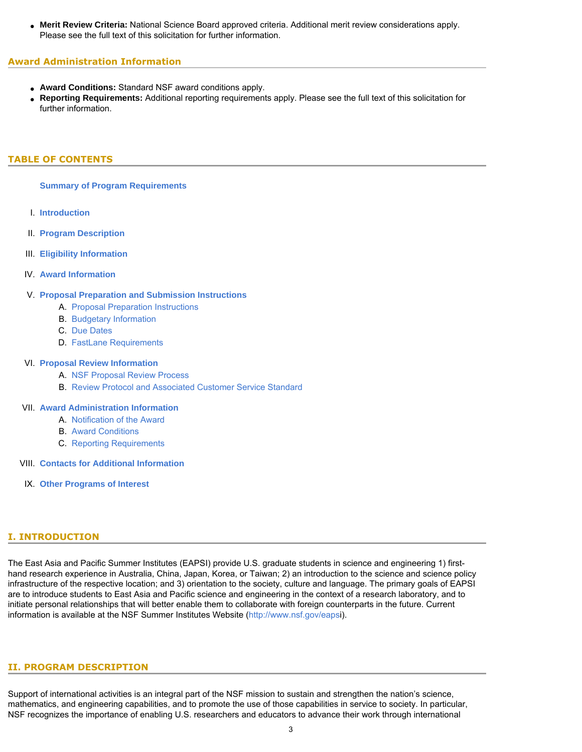- **Merit Review Criteria:** National Science Board approved criteria. Additional merit review considerations apply. Please see the full text of this solicitation for further information.

## Award Administration Information

- **Award Conditions:** Standard NSF award conditions apply.
- **Reporting Requirements:** Additional reporting requirements apply. Please see the full text of this solicitation for further information.

## TABLE OF CONTENTS

**Summary of Program Requirements**

I. **Introduction**

II. **Program Description**

III. **Eligibility Information**

IV. **Award Information**

V. **Proposal Preparation and Submission Instructions**
   A. Proposal Preparation Instructions
   B. Budgetary Information
   C. Due Dates
   D. FastLane Requirements

VI. **Proposal Review Information**
   A. NSF Proposal Review Process
   B. Review Protocol and Associated Customer Service Standard

VII. **Award Administration Information**
   A. Notification of the Award
   B. Award Conditions
   C. Reporting Requirements

VIII. **Contacts for Additional Information**

IX. **Other Programs of Interest**

## I. INTRODUCTION

The East Asia and Pacific Summer Institutes (EAPSI) provide U.S. graduate students in science and engineering 1) first-hand research experience in Australia, China, Japan, Korea, or Taiwan; 2) an introduction to the science and science policy infrastructure of the respective location; and 3) orientation to the society, culture and language. The primary goals of EAPSI are to introduce students to East Asia and Pacific science and engineering in the context of a research laboratory, and to initiate personal relationships that will better enable them to collaborate with foreign counterparts in the future. Current information is available at the NSF Summer Institutes Website (http://www.nsf.gov/eapsi).

## II. PROGRAM DESCRIPTION

Support of international activities is an integral part of the NSF mission to sustain and strengthen the nation's science, mathematics, and engineering capabilities, and to promote the use of those capabilities in service to society. In particular, NSF recognizes the importance of enabling U.S. researchers and educators to advance their work through international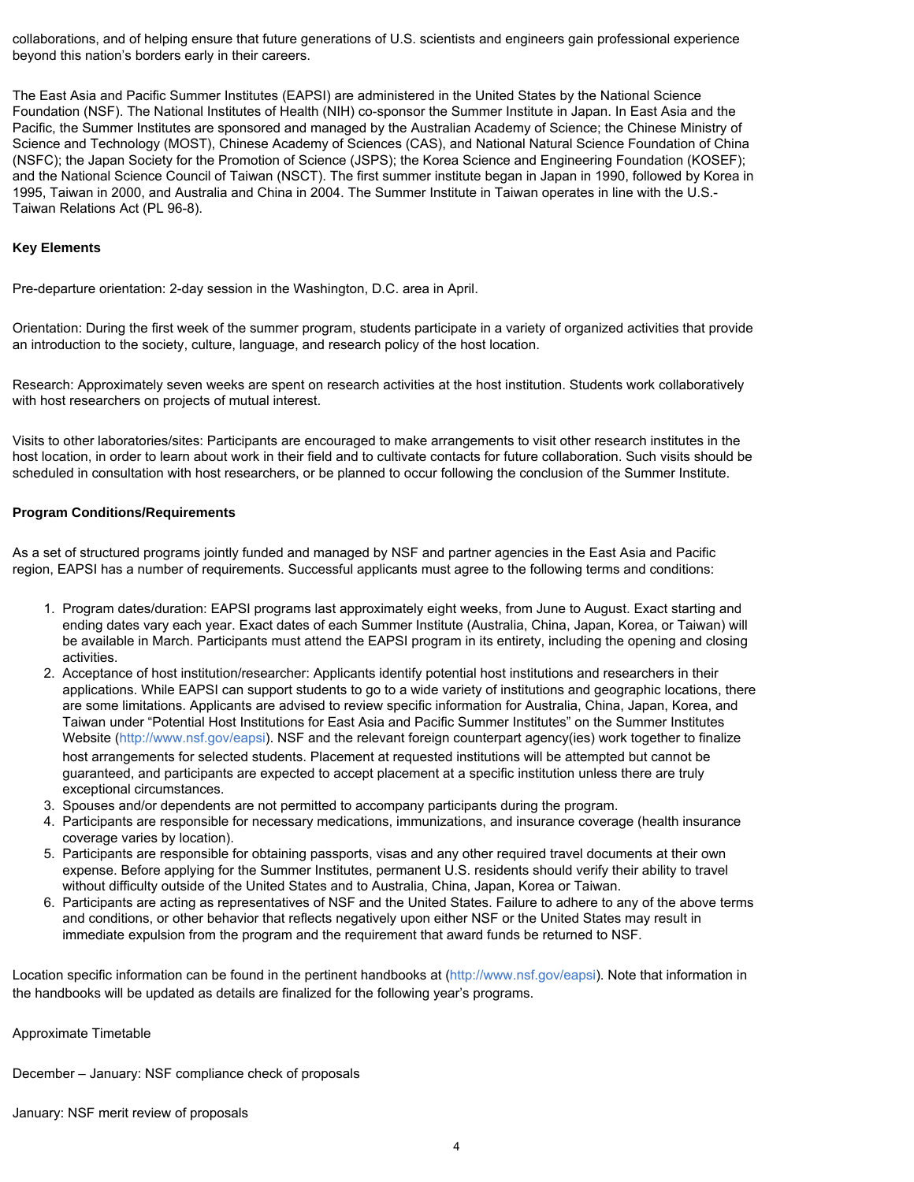collaborations, and of helping ensure that future generations of U.S. scientists and engineers gain professional experience beyond this nation's borders early in their careers.

The East Asia and Pacific Summer Institutes (EAPSI) are administered in the United States by the National Science Foundation (NSF). The National Institutes of Health (NIH) co-sponsor the Summer Institute in Japan. In East Asia and the Pacific, the Summer Institutes are sponsored and managed by the Australian Academy of Science; the Chinese Ministry of Science and Technology (MOST), Chinese Academy of Sciences (CAS), and National Natural Science Foundation of China (NSFC); the Japan Society for the Promotion of Science (JSPS); the Korea Science and Engineering Foundation (KOSEF); and the National Science Council of Taiwan (NSCT). The first summer institute began in Japan in 1990, followed by Korea in 1995, Taiwan in 2000, and Australia and China in 2004. The Summer Institute in Taiwan operates in line with the U.S.-Taiwan Relations Act (PL 96-8).

**Key Elements**

Pre-departure orientation: 2-day session in the Washington, D.C. area in April.

Orientation: During the first week of the summer program, students participate in a variety of organized activities that provide an introduction to the society, culture, language, and research policy of the host location.

Research: Approximately seven weeks are spent on research activities at the host institution. Students work collaboratively with host researchers on projects of mutual interest.

Visits to other laboratories/sites: Participants are encouraged to make arrangements to visit other research institutes in the host location, in order to learn about work in their field and to cultivate contacts for future collaboration. Such visits should be scheduled in consultation with host researchers, or be planned to occur following the conclusion of the Summer Institute.

**Program Conditions/Requirements**

As a set of structured programs jointly funded and managed by NSF and partner agencies in the East Asia and Pacific region, EAPSI has a number of requirements. Successful applicants must agree to the following terms and conditions:

1. Program dates/duration: EAPSI programs last approximately eight weeks, from June to August. Exact starting and ending dates vary each year. Exact dates of each Summer Institute (Australia, China, Japan, Korea, or Taiwan) will be available in March. Participants must attend the EAPSI program in its entirety, including the opening and closing activities.
2. Acceptance of host institution/researcher: Applicants identify potential host institutions and researchers in their applications. While EAPSI can support students to go to a wide variety of institutions and geographic locations, there are some limitations. Applicants are advised to review specific information for Australia, China, Japan, Korea, and Taiwan under "Potential Host Institutions for East Asia and Pacific Summer Institutes" on the Summer Institutes Website (http://www.nsf.gov/eapsi). NSF and the relevant foreign counterpart agency(ies) work together to finalize host arrangements for selected students. Placement at requested institutions will be attempted but cannot be guaranteed, and participants are expected to accept placement at a specific institution unless there are truly exceptional circumstances.
3. Spouses and/or dependents are not permitted to accompany participants during the program.
4. Participants are responsible for necessary medications, immunizations, and insurance coverage (health insurance coverage varies by location).
5. Participants are responsible for obtaining passports, visas and any other required travel documents at their own expense. Before applying for the Summer Institutes, permanent U.S. residents should verify their ability to travel without difficulty outside of the United States and to Australia, China, Japan, Korea or Taiwan.
6. Participants are acting as representatives of NSF and the United States. Failure to adhere to any of the above terms and conditions, or other behavior that reflects negatively upon either NSF or the United States may result in immediate expulsion from the program and the requirement that award funds be returned to NSF.

Location specific information can be found in the pertinent handbooks at (http://www.nsf.gov/eapsi). Note that information in the handbooks will be updated as details are finalized for the following year's programs.

Approximate Timetable

December – January: NSF compliance check of proposals

January: NSF merit review of proposals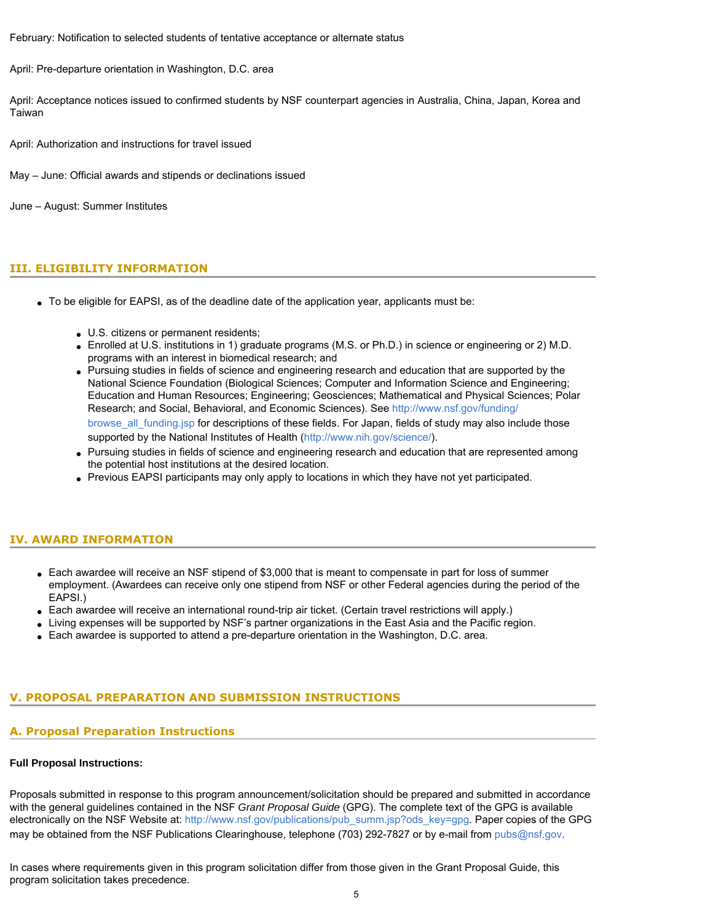February: Notification to selected students of tentative acceptance or alternate status

April: Pre-departure orientation in Washington, D.C. area

April: Acceptance notices issued to confirmed students by NSF counterpart agencies in Australia, China, Japan, Korea and Taiwan

April: Authorization and instructions for travel issued

May – June: Official awards and stipends or declinations issued

June – August: Summer Institutes

## III. ELIGIBILITY INFORMATION

- To be eligible for EAPSI, as of the deadline date of the application year, applicants must be:
  - U.S. citizens or permanent residents;
  - Enrolled at U.S. institutions in 1) graduate programs (M.S. or Ph.D.) in science or engineering or 2) M.D. programs with an interest in biomedical research; and
  - Pursuing studies in fields of science and engineering research and education that are supported by the National Science Foundation (Biological Sciences; Computer and Information Science and Engineering; Education and Human Resources; Engineering; Geosciences; Mathematical and Physical Sciences; Polar Research; and Social, Behavioral, and Economic Sciences). See http://www.nsf.gov/funding/browse_all_funding.jsp for descriptions of these fields. For Japan, fields of study may also include those supported by the National Institutes of Health (http://www.nih.gov/science/).
  - Pursuing studies in fields of science and engineering research and education that are represented among the potential host institutions at the desired location.
  - Previous EAPSI participants may only apply to locations in which they have not yet participated.

## IV. AWARD INFORMATION

- Each awardee will receive an NSF stipend of $3,000 that is meant to compensate in part for loss of summer employment. (Awardees can receive only one stipend from NSF or other Federal agencies during the period of the EAPSI.)
- Each awardee will receive an international round-trip air ticket. (Certain travel restrictions will apply.)
- Living expenses will be supported by NSF's partner organizations in the East Asia and the Pacific region.
- Each awardee is supported to attend a pre-departure orientation in the Washington, D.C. area.

## V. PROPOSAL PREPARATION AND SUBMISSION INSTRUCTIONS

### A. Proposal Preparation Instructions

**Full Proposal Instructions:**

Proposals submitted in response to this program announcement/solicitation should be prepared and submitted in accordance with the general guidelines contained in the NSF *Grant Proposal Guide* (GPG). The complete text of the GPG is available electronically on the NSF Website at: http://www.nsf.gov/publications/pub_summ.jsp?ods_key=gpg. Paper copies of the GPG may be obtained from the NSF Publications Clearinghouse, telephone (703) 292-7827 or by e-mail from pubs@nsf.gov.

In cases where requirements given in this program solicitation differ from those given in the Grant Proposal Guide, this program solicitation takes precedence.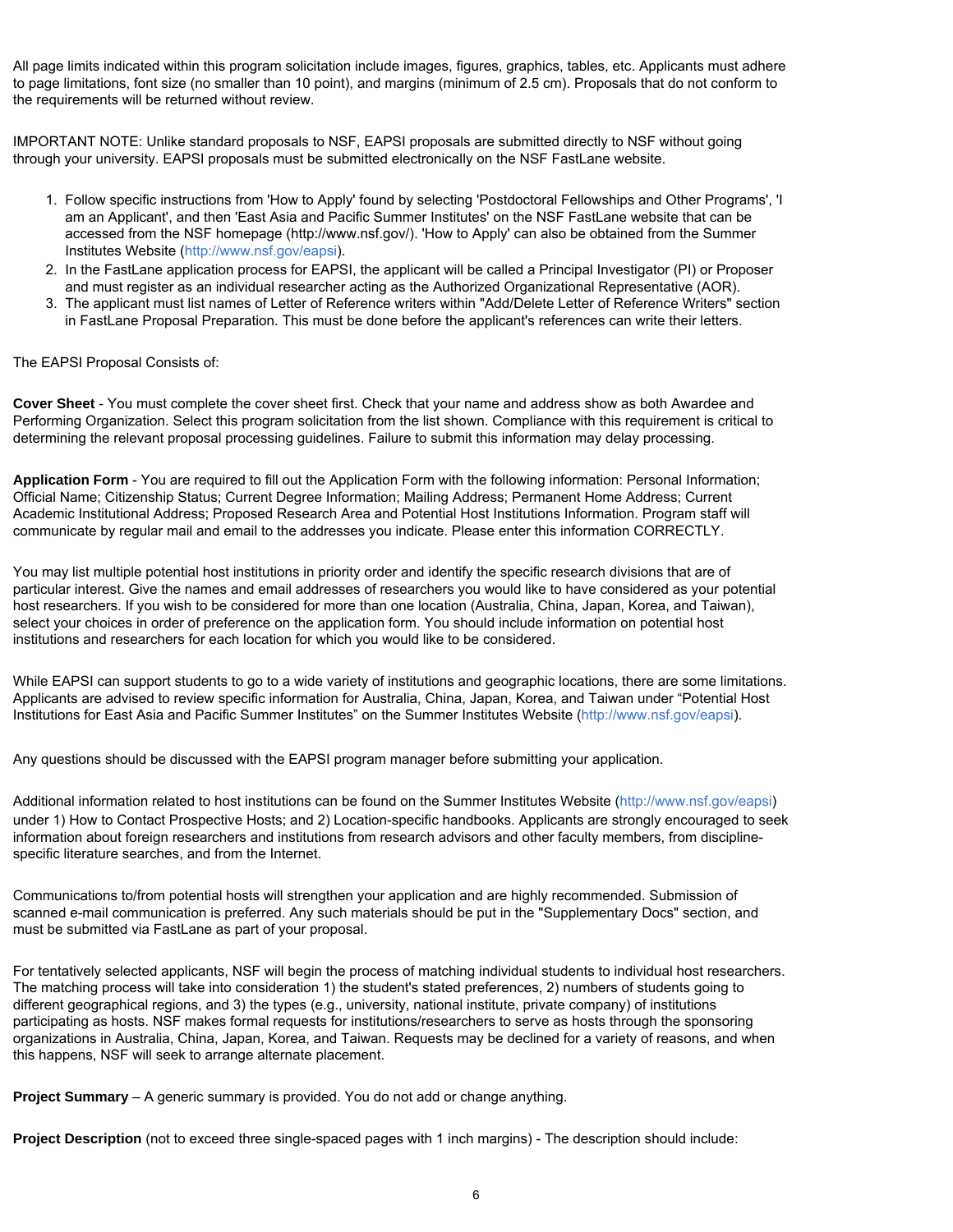All page limits indicated within this program solicitation include images, figures, graphics, tables, etc. Applicants must adhere to page limitations, font size (no smaller than 10 point), and margins (minimum of 2.5 cm). Proposals that do not conform to the requirements will be returned without review.

IMPORTANT NOTE: Unlike standard proposals to NSF, EAPSI proposals are submitted directly to NSF without going through your university. EAPSI proposals must be submitted electronically on the NSF FastLane website.

1. Follow specific instructions from 'How to Apply' found by selecting 'Postdoctoral Fellowships and Other Programs', 'I am an Applicant', and then 'East Asia and Pacific Summer Institutes' on the NSF FastLane website that can be accessed from the NSF homepage (http://www.nsf.gov/). 'How to Apply' can also be obtained from the Summer Institutes Website (http://www.nsf.gov/eapsi).
2. In the FastLane application process for EAPSI, the applicant will be called a Principal Investigator (PI) or Proposer and must register as an individual researcher acting as the Authorized Organizational Representative (AOR).
3. The applicant must list names of Letter of Reference writers within "Add/Delete Letter of Reference Writers" section in FastLane Proposal Preparation. This must be done before the applicant's references can write their letters.

The EAPSI Proposal Consists of:

**Cover Sheet** - You must complete the cover sheet first. Check that your name and address show as both Awardee and Performing Organization. Select this program solicitation from the list shown. Compliance with this requirement is critical to determining the relevant proposal processing guidelines. Failure to submit this information may delay processing.

**Application Form** - You are required to fill out the Application Form with the following information: Personal Information; Official Name; Citizenship Status; Current Degree Information; Mailing Address; Permanent Home Address; Current Academic Institutional Address; Proposed Research Area and Potential Host Institutions Information. Program staff will communicate by regular mail and email to the addresses you indicate. Please enter this information CORRECTLY.

You may list multiple potential host institutions in priority order and identify the specific research divisions that are of particular interest. Give the names and email addresses of researchers you would like to have considered as your potential host researchers. If you wish to be considered for more than one location (Australia, China, Japan, Korea, and Taiwan), select your choices in order of preference on the application form. You should include information on potential host institutions and researchers for each location for which you would like to be considered.

While EAPSI can support students to go to a wide variety of institutions and geographic locations, there are some limitations. Applicants are advised to review specific information for Australia, China, Japan, Korea, and Taiwan under "Potential Host Institutions for East Asia and Pacific Summer Institutes" on the Summer Institutes Website (http://www.nsf.gov/eapsi).

Any questions should be discussed with the EAPSI program manager before submitting your application.

Additional information related to host institutions can be found on the Summer Institutes Website (http://www.nsf.gov/eapsi) under 1) How to Contact Prospective Hosts; and 2) Location-specific handbooks. Applicants are strongly encouraged to seek information about foreign researchers and institutions from research advisors and other faculty members, from discipline-specific literature searches, and from the Internet.

Communications to/from potential hosts will strengthen your application and are highly recommended. Submission of scanned e-mail communication is preferred. Any such materials should be put in the "Supplementary Docs" section, and must be submitted via FastLane as part of your proposal.

For tentatively selected applicants, NSF will begin the process of matching individual students to individual host researchers. The matching process will take into consideration 1) the student's stated preferences, 2) numbers of students going to different geographical regions, and 3) the types (e.g., university, national institute, private company) of institutions participating as hosts. NSF makes formal requests for institutions/researchers to serve as hosts through the sponsoring organizations in Australia, China, Japan, Korea, and Taiwan. Requests may be declined for a variety of reasons, and when this happens, NSF will seek to arrange alternate placement.

**Project Summary** – A generic summary is provided. You do not add or change anything.

**Project Description** (not to exceed three single-spaced pages with 1 inch margins) - The description should include: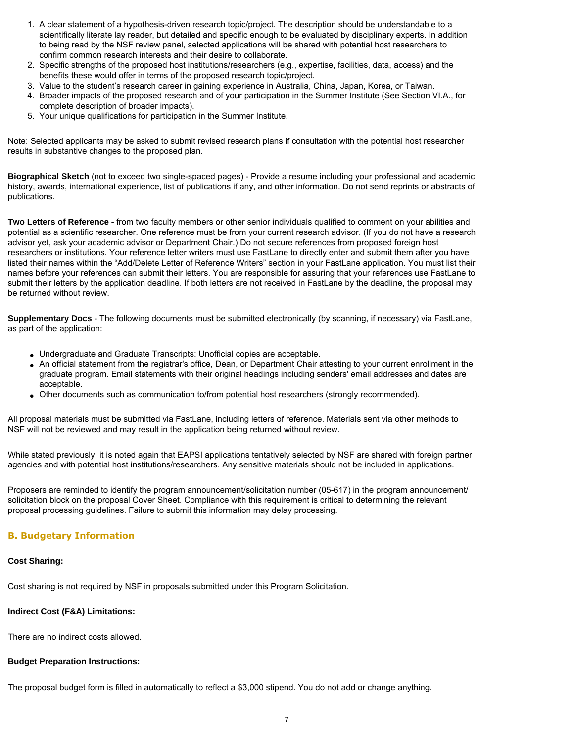1. A clear statement of a hypothesis-driven research topic/project. The description should be understandable to a scientifically literate lay reader, but detailed and specific enough to be evaluated by disciplinary experts. In addition to being read by the NSF review panel, selected applications will be shared with potential host researchers to confirm common research interests and their desire to collaborate.
2. Specific strengths of the proposed host institutions/researchers (e.g., expertise, facilities, data, access) and the benefits these would offer in terms of the proposed research topic/project.
3. Value to the student's research career in gaining experience in Australia, China, Japan, Korea, or Taiwan.
4. Broader impacts of the proposed research and of your participation in the Summer Institute (See Section VI.A., for complete description of broader impacts).
5. Your unique qualifications for participation in the Summer Institute.

Note: Selected applicants may be asked to submit revised research plans if consultation with the potential host researcher results in substantive changes to the proposed plan.

**Biographical Sketch** (not to exceed two single-spaced pages) - Provide a resume including your professional and academic history, awards, international experience, list of publications if any, and other information. Do not send reprints or abstracts of publications.

**Two Letters of Reference** - from two faculty members or other senior individuals qualified to comment on your abilities and potential as a scientific researcher. One reference must be from your current research advisor. (If you do not have a research advisor yet, ask your academic advisor or Department Chair.) Do not secure references from proposed foreign host researchers or institutions. Your reference letter writers must use FastLane to directly enter and submit them after you have listed their names within the "Add/Delete Letter of Reference Writers" section in your FastLane application. You must list their names before your references can submit their letters. You are responsible for assuring that your references use FastLane to submit their letters by the application deadline. If both letters are not received in FastLane by the deadline, the proposal may be returned without review.

**Supplementary Docs** - The following documents must be submitted electronically (by scanning, if necessary) via FastLane, as part of the application:

- Undergraduate and Graduate Transcripts: Unofficial copies are acceptable.
- An official statement from the registrar's office, Dean, or Department Chair attesting to your current enrollment in the graduate program. Email statements with their original headings including senders' email addresses and dates are acceptable.
- Other documents such as communication to/from potential host researchers (strongly recommended).

All proposal materials must be submitted via FastLane, including letters of reference. Materials sent via other methods to NSF will not be reviewed and may result in the application being returned without review.

While stated previously, it is noted again that EAPSI applications tentatively selected by NSF are shared with foreign partner agencies and with potential host institutions/researchers. Any sensitive materials should not be included in applications.

Proposers are reminded to identify the program announcement/solicitation number (05-617) in the program announcement/solicitation block on the proposal Cover Sheet. Compliance with this requirement is critical to determining the relevant proposal processing guidelines. Failure to submit this information may delay processing.

## B. Budgetary Information

**Cost Sharing:**

Cost sharing is not required by NSF in proposals submitted under this Program Solicitation.

**Indirect Cost (F&A) Limitations:**

There are no indirect costs allowed.

**Budget Preparation Instructions:**

The proposal budget form is filled in automatically to reflect a $3,000 stipend. You do not add or change anything.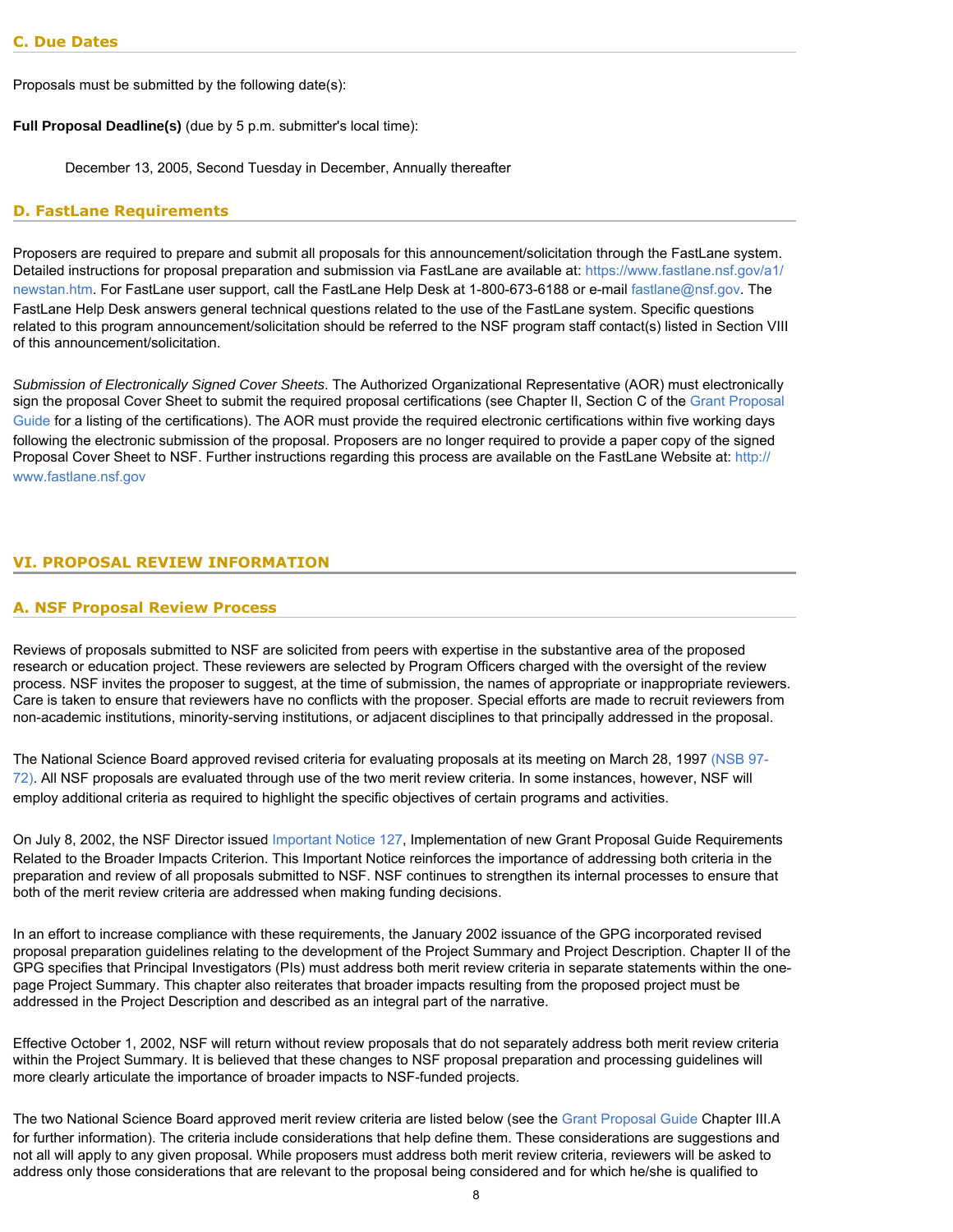### C. Due Dates

Proposals must be submitted by the following date(s):

**Full Proposal Deadline(s)** (due by 5 p.m. submitter's local time):

December 13, 2005, Second Tuesday in December, Annually thereafter

### D. FastLane Requirements

Proposers are required to prepare and submit all proposals for this announcement/solicitation through the FastLane system. Detailed instructions for proposal preparation and submission via FastLane are available at: https://www.fastlane.nsf.gov/a1/newstan.htm. For FastLane user support, call the FastLane Help Desk at 1-800-673-6188 or e-mail fastlane@nsf.gov. The FastLane Help Desk answers general technical questions related to the use of the FastLane system. Specific questions related to this program announcement/solicitation should be referred to the NSF program staff contact(s) listed in Section VIII of this announcement/solicitation.

*Submission of Electronically Signed Cover Sheets*. The Authorized Organizational Representative (AOR) must electronically sign the proposal Cover Sheet to submit the required proposal certifications (see Chapter II, Section C of the Grant Proposal Guide for a listing of the certifications). The AOR must provide the required electronic certifications within five working days following the electronic submission of the proposal. Proposers are no longer required to provide a paper copy of the signed Proposal Cover Sheet to NSF. Further instructions regarding this process are available on the FastLane Website at: http://www.fastlane.nsf.gov

## VI. PROPOSAL REVIEW INFORMATION

### A. NSF Proposal Review Process

Reviews of proposals submitted to NSF are solicited from peers with expertise in the substantive area of the proposed research or education project. These reviewers are selected by Program Officers charged with the oversight of the review process. NSF invites the proposer to suggest, at the time of submission, the names of appropriate or inappropriate reviewers. Care is taken to ensure that reviewers have no conflicts with the proposer. Special efforts are made to recruit reviewers from non-academic institutions, minority-serving institutions, or adjacent disciplines to that principally addressed in the proposal.

The National Science Board approved revised criteria for evaluating proposals at its meeting on March 28, 1997 (NSB 97-72). All NSF proposals are evaluated through use of the two merit review criteria. In some instances, however, NSF will employ additional criteria as required to highlight the specific objectives of certain programs and activities.

On July 8, 2002, the NSF Director issued Important Notice 127, Implementation of new Grant Proposal Guide Requirements Related to the Broader Impacts Criterion. This Important Notice reinforces the importance of addressing both criteria in the preparation and review of all proposals submitted to NSF. NSF continues to strengthen its internal processes to ensure that both of the merit review criteria are addressed when making funding decisions.

In an effort to increase compliance with these requirements, the January 2002 issuance of the GPG incorporated revised proposal preparation guidelines relating to the development of the Project Summary and Project Description. Chapter II of the GPG specifies that Principal Investigators (PIs) must address both merit review criteria in separate statements within the one-page Project Summary. This chapter also reiterates that broader impacts resulting from the proposed project must be addressed in the Project Description and described as an integral part of the narrative.

Effective October 1, 2002, NSF will return without review proposals that do not separately address both merit review criteria within the Project Summary. It is believed that these changes to NSF proposal preparation and processing guidelines will more clearly articulate the importance of broader impacts to NSF-funded projects.

The two National Science Board approved merit review criteria are listed below (see the Grant Proposal Guide Chapter III.A for further information). The criteria include considerations that help define them. These considerations are suggestions and not all will apply to any given proposal. While proposers must address both merit review criteria, reviewers will be asked to address only those considerations that are relevant to the proposal being considered and for which he/she is qualified to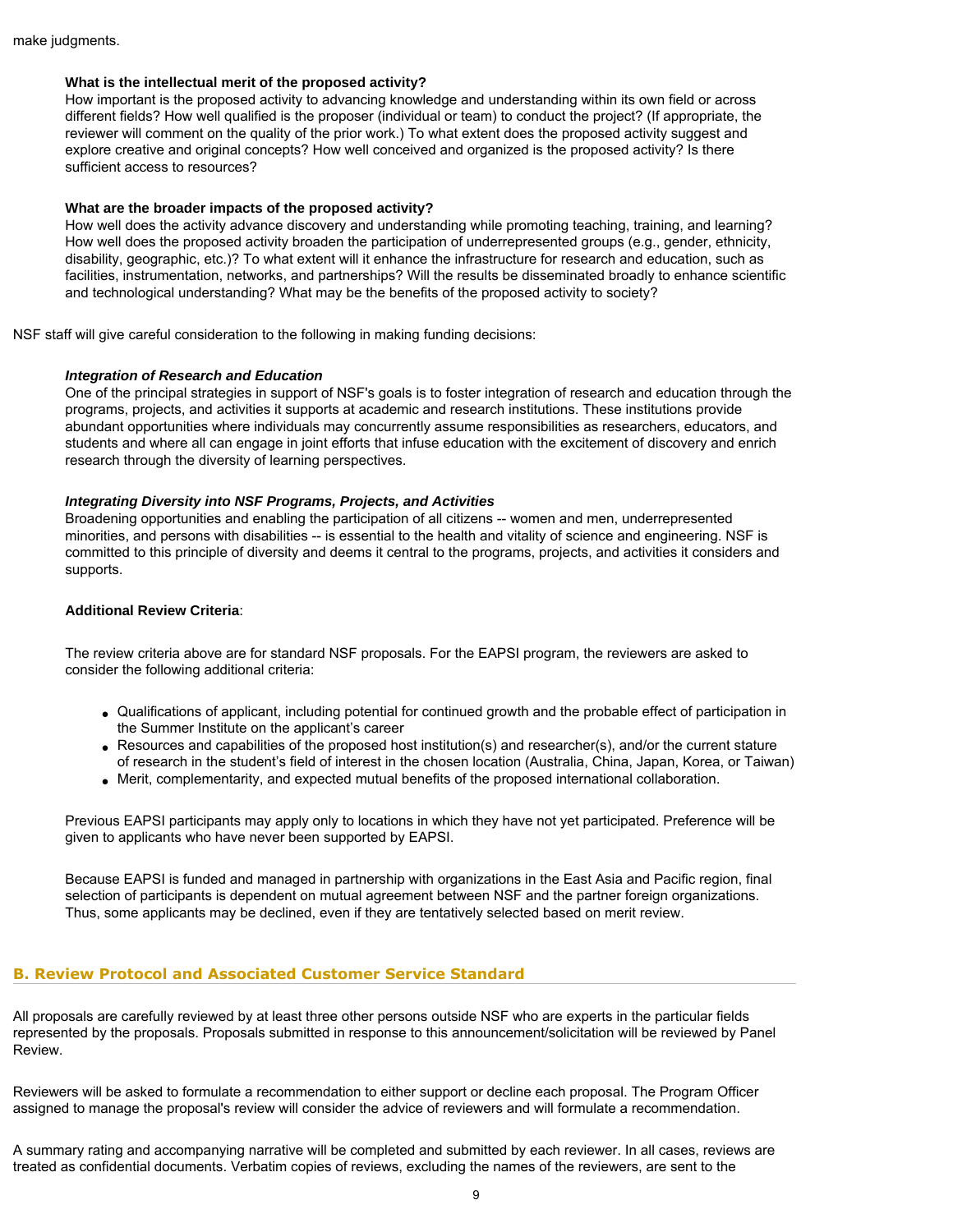make judgments.

**What is the intellectual merit of the proposed activity?**
How important is the proposed activity to advancing knowledge and understanding within its own field or across different fields? How well qualified is the proposer (individual or team) to conduct the project? (If appropriate, the reviewer will comment on the quality of the prior work.) To what extent does the proposed activity suggest and explore creative and original concepts? How well conceived and organized is the proposed activity? Is there sufficient access to resources?

**What are the broader impacts of the proposed activity?**
How well does the activity advance discovery and understanding while promoting teaching, training, and learning? How well does the proposed activity broaden the participation of underrepresented groups (e.g., gender, ethnicity, disability, geographic, etc.)? To what extent will it enhance the infrastructure for research and education, such as facilities, instrumentation, networks, and partnerships? Will the results be disseminated broadly to enhance scientific and technological understanding? What may be the benefits of the proposed activity to society?

NSF staff will give careful consideration to the following in making funding decisions:

***Integration of Research and Education***
One of the principal strategies in support of NSF's goals is to foster integration of research and education through the programs, projects, and activities it supports at academic and research institutions. These institutions provide abundant opportunities where individuals may concurrently assume responsibilities as researchers, educators, and students and where all can engage in joint efforts that infuse education with the excitement of discovery and enrich research through the diversity of learning perspectives.

***Integrating Diversity into NSF Programs, Projects, and Activities***
Broadening opportunities and enabling the participation of all citizens -- women and men, underrepresented minorities, and persons with disabilities -- is essential to the health and vitality of science and engineering. NSF is committed to this principle of diversity and deems it central to the programs, projects, and activities it considers and supports.

**Additional Review Criteria**:

The review criteria above are for standard NSF proposals. For the EAPSI program, the reviewers are asked to consider the following additional criteria:

- Qualifications of applicant, including potential for continued growth and the probable effect of participation in the Summer Institute on the applicant's career
- Resources and capabilities of the proposed host institution(s) and researcher(s), and/or the current stature of research in the student's field of interest in the chosen location (Australia, China, Japan, Korea, or Taiwan)
- Merit, complementarity, and expected mutual benefits of the proposed international collaboration.

Previous EAPSI participants may apply only to locations in which they have not yet participated. Preference will be given to applicants who have never been supported by EAPSI.

Because EAPSI is funded and managed in partnership with organizations in the East Asia and Pacific region, final selection of participants is dependent on mutual agreement between NSF and the partner foreign organizations. Thus, some applicants may be declined, even if they are tentatively selected based on merit review.

## B. Review Protocol and Associated Customer Service Standard

All proposals are carefully reviewed by at least three other persons outside NSF who are experts in the particular fields represented by the proposals. Proposals submitted in response to this announcement/solicitation will be reviewed by Panel Review.

Reviewers will be asked to formulate a recommendation to either support or decline each proposal. The Program Officer assigned to manage the proposal's review will consider the advice of reviewers and will formulate a recommendation.

A summary rating and accompanying narrative will be completed and submitted by each reviewer. In all cases, reviews are treated as confidential documents. Verbatim copies of reviews, excluding the names of the reviewers, are sent to the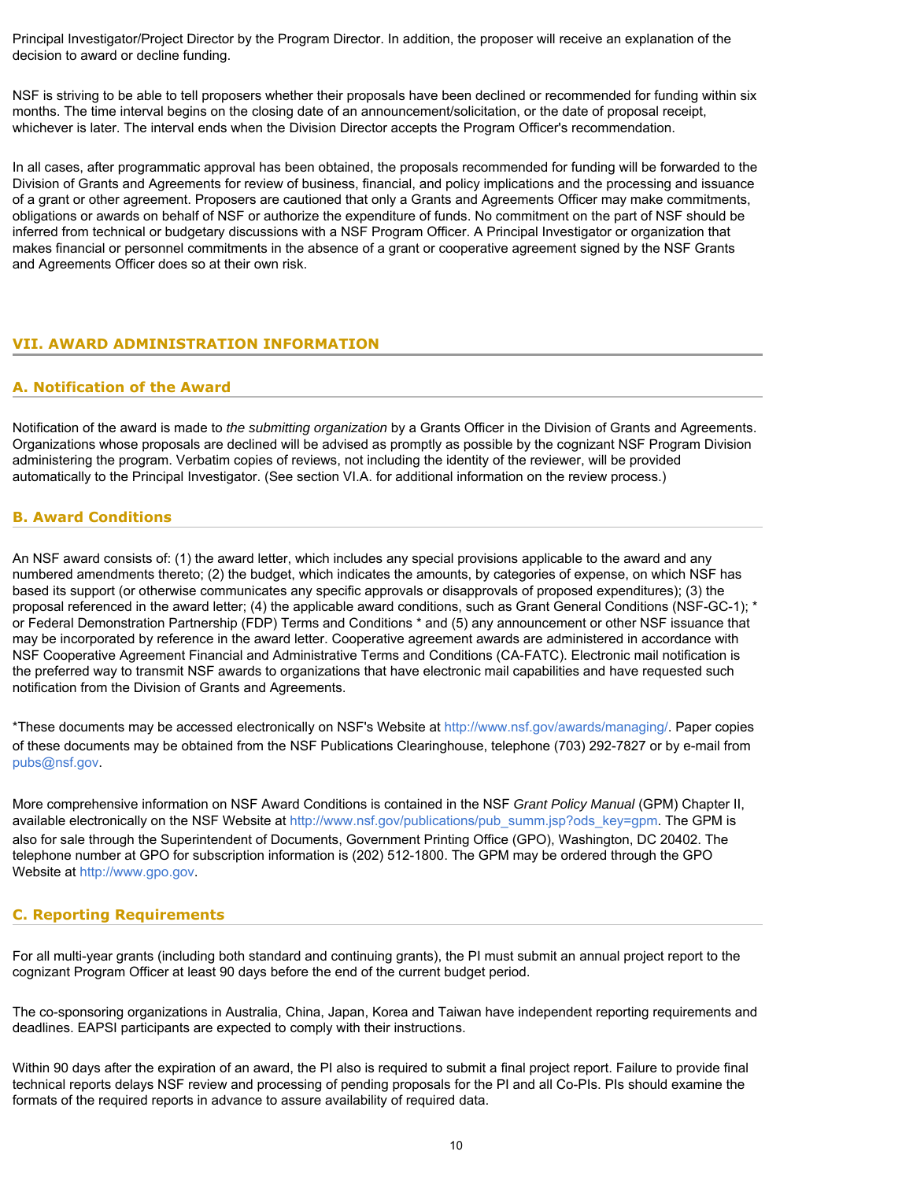Principal Investigator/Project Director by the Program Director. In addition, the proposer will receive an explanation of the decision to award or decline funding.

NSF is striving to be able to tell proposers whether their proposals have been declined or recommended for funding within six months. The time interval begins on the closing date of an announcement/solicitation, or the date of proposal receipt, whichever is later. The interval ends when the Division Director accepts the Program Officer's recommendation.

In all cases, after programmatic approval has been obtained, the proposals recommended for funding will be forwarded to the Division of Grants and Agreements for review of business, financial, and policy implications and the processing and issuance of a grant or other agreement. Proposers are cautioned that only a Grants and Agreements Officer may make commitments, obligations or awards on behalf of NSF or authorize the expenditure of funds. No commitment on the part of NSF should be inferred from technical or budgetary discussions with a NSF Program Officer. A Principal Investigator or organization that makes financial or personnel commitments in the absence of a grant or cooperative agreement signed by the NSF Grants and Agreements Officer does so at their own risk.

## VII. AWARD ADMINISTRATION INFORMATION

### A. Notification of the Award

Notification of the award is made to *the submitting organization* by a Grants Officer in the Division of Grants and Agreements. Organizations whose proposals are declined will be advised as promptly as possible by the cognizant NSF Program Division administering the program. Verbatim copies of reviews, not including the identity of the reviewer, will be provided automatically to the Principal Investigator. (See section VI.A. for additional information on the review process.)

### B. Award Conditions

An NSF award consists of: (1) the award letter, which includes any special provisions applicable to the award and any numbered amendments thereto; (2) the budget, which indicates the amounts, by categories of expense, on which NSF has based its support (or otherwise communicates any specific approvals or disapprovals of proposed expenditures); (3) the proposal referenced in the award letter; (4) the applicable award conditions, such as Grant General Conditions (NSF-GC-1); * or Federal Demonstration Partnership (FDP) Terms and Conditions * and (5) any announcement or other NSF issuance that may be incorporated by reference in the award letter. Cooperative agreement awards are administered in accordance with NSF Cooperative Agreement Financial and Administrative Terms and Conditions (CA-FATC). Electronic mail notification is the preferred way to transmit NSF awards to organizations that have electronic mail capabilities and have requested such notification from the Division of Grants and Agreements.

*These documents may be accessed electronically on NSF's Website at http://www.nsf.gov/awards/managing/. Paper copies of these documents may be obtained from the NSF Publications Clearinghouse, telephone (703) 292-7827 or by e-mail from pubs@nsf.gov.

More comprehensive information on NSF Award Conditions is contained in the NSF *Grant Policy Manual* (GPM) Chapter II, available electronically on the NSF Website at http://www.nsf.gov/publications/pub_summ.jsp?ods_key=gpm. The GPM is also for sale through the Superintendent of Documents, Government Printing Office (GPO), Washington, DC 20402. The telephone number at GPO for subscription information is (202) 512-1800. The GPM may be ordered through the GPO Website at http://www.gpo.gov.

### C. Reporting Requirements

For all multi-year grants (including both standard and continuing grants), the PI must submit an annual project report to the cognizant Program Officer at least 90 days before the end of the current budget period.

The co-sponsoring organizations in Australia, China, Japan, Korea and Taiwan have independent reporting requirements and deadlines. EAPSI participants are expected to comply with their instructions.

Within 90 days after the expiration of an award, the PI also is required to submit a final project report. Failure to provide final technical reports delays NSF review and processing of pending proposals for the PI and all Co-PIs. PIs should examine the formats of the required reports in advance to assure availability of required data.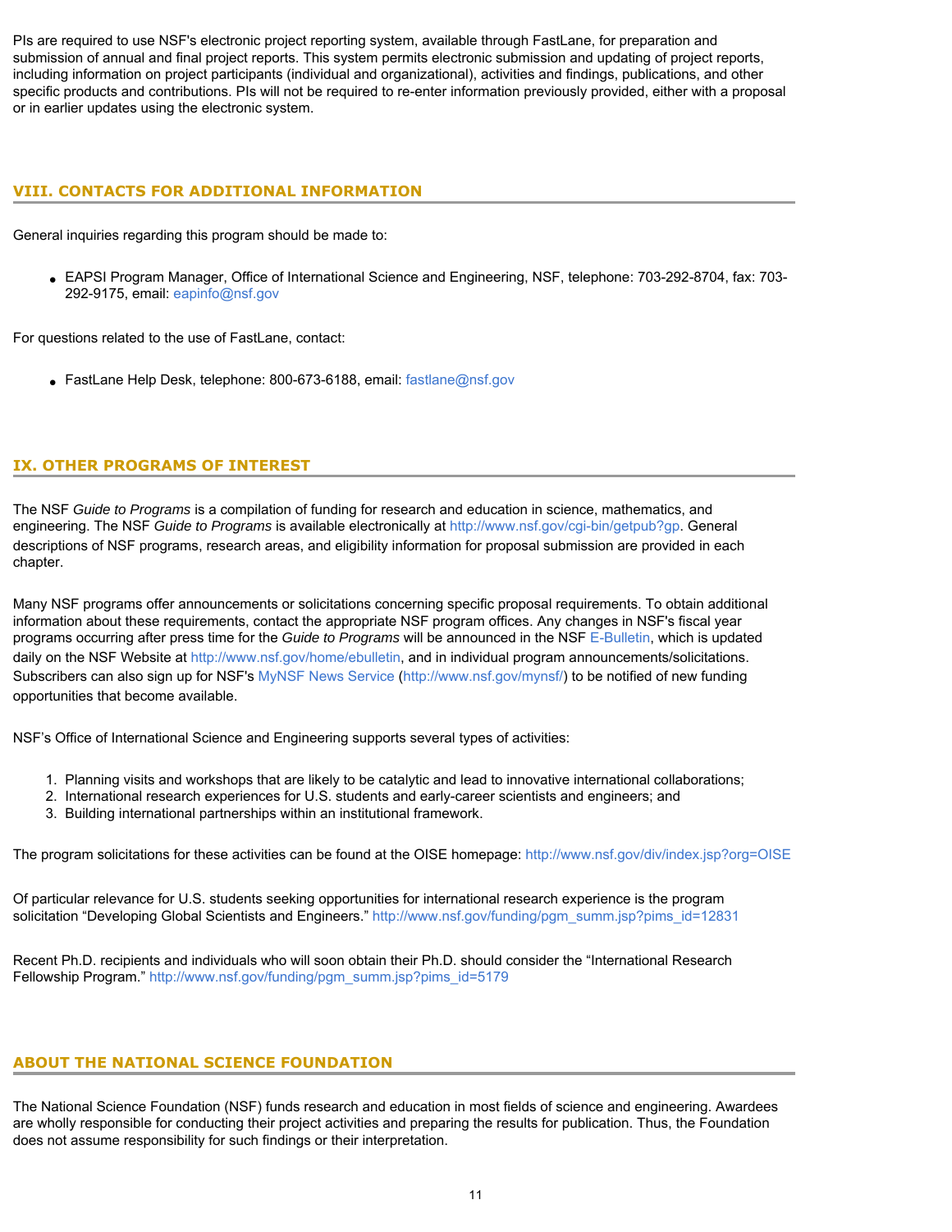PIs are required to use NSF's electronic project reporting system, available through FastLane, for preparation and submission of annual and final project reports. This system permits electronic submission and updating of project reports, including information on project participants (individual and organizational), activities and findings, publications, and other specific products and contributions. PIs will not be required to re-enter information previously provided, either with a proposal or in earlier updates using the electronic system.

## VIII. CONTACTS FOR ADDITIONAL INFORMATION

General inquiries regarding this program should be made to:

- EAPSI Program Manager, Office of International Science and Engineering, NSF, telephone: 703-292-8704, fax: 703-292-9175, email: eapinfo@nsf.gov

For questions related to the use of FastLane, contact:

- FastLane Help Desk, telephone: 800-673-6188, email: fastlane@nsf.gov

## IX. OTHER PROGRAMS OF INTEREST

The NSF *Guide to Programs* is a compilation of funding for research and education in science, mathematics, and engineering. The NSF *Guide to Programs* is available electronically at http://www.nsf.gov/cgi-bin/getpub?gp. General descriptions of NSF programs, research areas, and eligibility information for proposal submission are provided in each chapter.

Many NSF programs offer announcements or solicitations concerning specific proposal requirements. To obtain additional information about these requirements, contact the appropriate NSF program offices. Any changes in NSF's fiscal year programs occurring after press time for the *Guide to Programs* will be announced in the NSF E-Bulletin, which is updated daily on the NSF Website at http://www.nsf.gov/home/ebulletin, and in individual program announcements/solicitations. Subscribers can also sign up for NSF's MyNSF News Service (http://www.nsf.gov/mynsf/) to be notified of new funding opportunities that become available.

NSF's Office of International Science and Engineering supports several types of activities:

1. Planning visits and workshops that are likely to be catalytic and lead to innovative international collaborations;
2. International research experiences for U.S. students and early-career scientists and engineers; and
3. Building international partnerships within an institutional framework.

The program solicitations for these activities can be found at the OISE homepage: http://www.nsf.gov/div/index.jsp?org=OISE

Of particular relevance for U.S. students seeking opportunities for international research experience is the program solicitation "Developing Global Scientists and Engineers." http://www.nsf.gov/funding/pgm_summ.jsp?pims_id=12831

Recent Ph.D. recipients and individuals who will soon obtain their Ph.D. should consider the "International Research Fellowship Program." http://www.nsf.gov/funding/pgm_summ.jsp?pims_id=5179

## ABOUT THE NATIONAL SCIENCE FOUNDATION

The National Science Foundation (NSF) funds research and education in most fields of science and engineering. Awardees are wholly responsible for conducting their project activities and preparing the results for publication. Thus, the Foundation does not assume responsibility for such findings or their interpretation.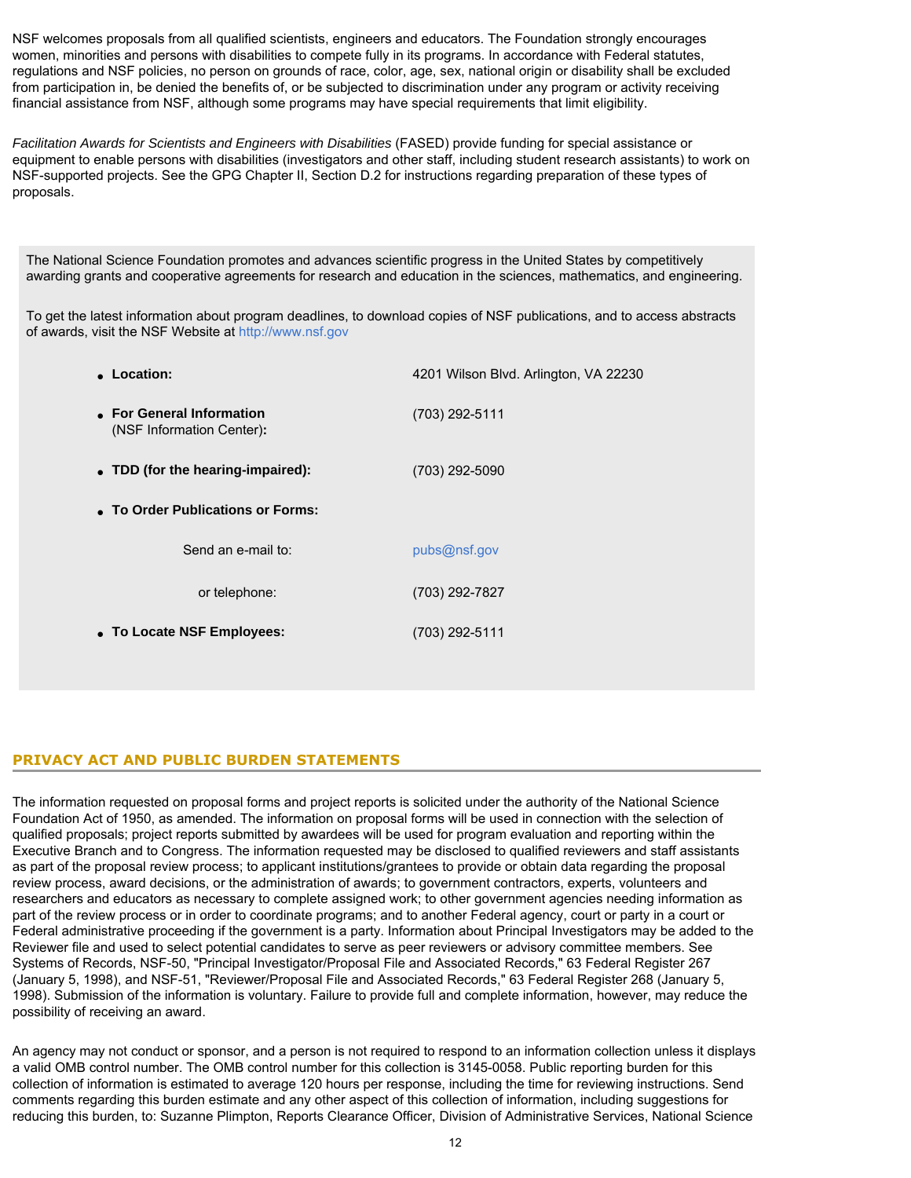NSF welcomes proposals from all qualified scientists, engineers and educators. The Foundation strongly encourages women, minorities and persons with disabilities to compete fully in its programs. In accordance with Federal statutes, regulations and NSF policies, no person on grounds of race, color, age, sex, national origin or disability shall be excluded from participation in, be denied the benefits of, or be subjected to discrimination under any program or activity receiving financial assistance from NSF, although some programs may have special requirements that limit eligibility.

*Facilitation Awards for Scientists and Engineers with Disabilities* (FASED) provide funding for special assistance or equipment to enable persons with disabilities (investigators and other staff, including student research assistants) to work on NSF-supported projects. See the GPG Chapter II, Section D.2 for instructions regarding preparation of these types of proposals.

The National Science Foundation promotes and advances scientific progress in the United States by competitively awarding grants and cooperative agreements for research and education in the sciences, mathematics, and engineering.

To get the latest information about program deadlines, to download copies of NSF publications, and to access abstracts of awards, visit the NSF Website at http://www.nsf.gov

- **Location:** 4201 Wilson Blvd. Arlington, VA 22230
- **For General Information** (NSF Information Center)**:** (703) 292-5111
- **TDD (for the hearing-impaired):** (703) 292-5090
- **To Order Publications or Forms:**
  - Send an e-mail to: pubs@nsf.gov
  - or telephone: (703) 292-7827
- **To Locate NSF Employees:** (703) 292-5111

## PRIVACY ACT AND PUBLIC BURDEN STATEMENTS

The information requested on proposal forms and project reports is solicited under the authority of the National Science Foundation Act of 1950, as amended. The information on proposal forms will be used in connection with the selection of qualified proposals; project reports submitted by awardees will be used for program evaluation and reporting within the Executive Branch and to Congress. The information requested may be disclosed to qualified reviewers and staff assistants as part of the proposal review process; to applicant institutions/grantees to provide or obtain data regarding the proposal review process, award decisions, or the administration of awards; to government contractors, experts, volunteers and researchers and educators as necessary to complete assigned work; to other government agencies needing information as part of the review process or in order to coordinate programs; and to another Federal agency, court or party in a court or Federal administrative proceeding if the government is a party. Information about Principal Investigators may be added to the Reviewer file and used to select potential candidates to serve as peer reviewers or advisory committee members. See Systems of Records, NSF-50, "Principal Investigator/Proposal File and Associated Records," 63 Federal Register 267 (January 5, 1998), and NSF-51, "Reviewer/Proposal File and Associated Records," 63 Federal Register 268 (January 5, 1998). Submission of the information is voluntary. Failure to provide full and complete information, however, may reduce the possibility of receiving an award.

An agency may not conduct or sponsor, and a person is not required to respond to an information collection unless it displays a valid OMB control number. The OMB control number for this collection is 3145-0058. Public reporting burden for this collection of information is estimated to average 120 hours per response, including the time for reviewing instructions. Send comments regarding this burden estimate and any other aspect of this collection of information, including suggestions for reducing this burden, to: Suzanne Plimpton, Reports Clearance Officer, Division of Administrative Services, National Science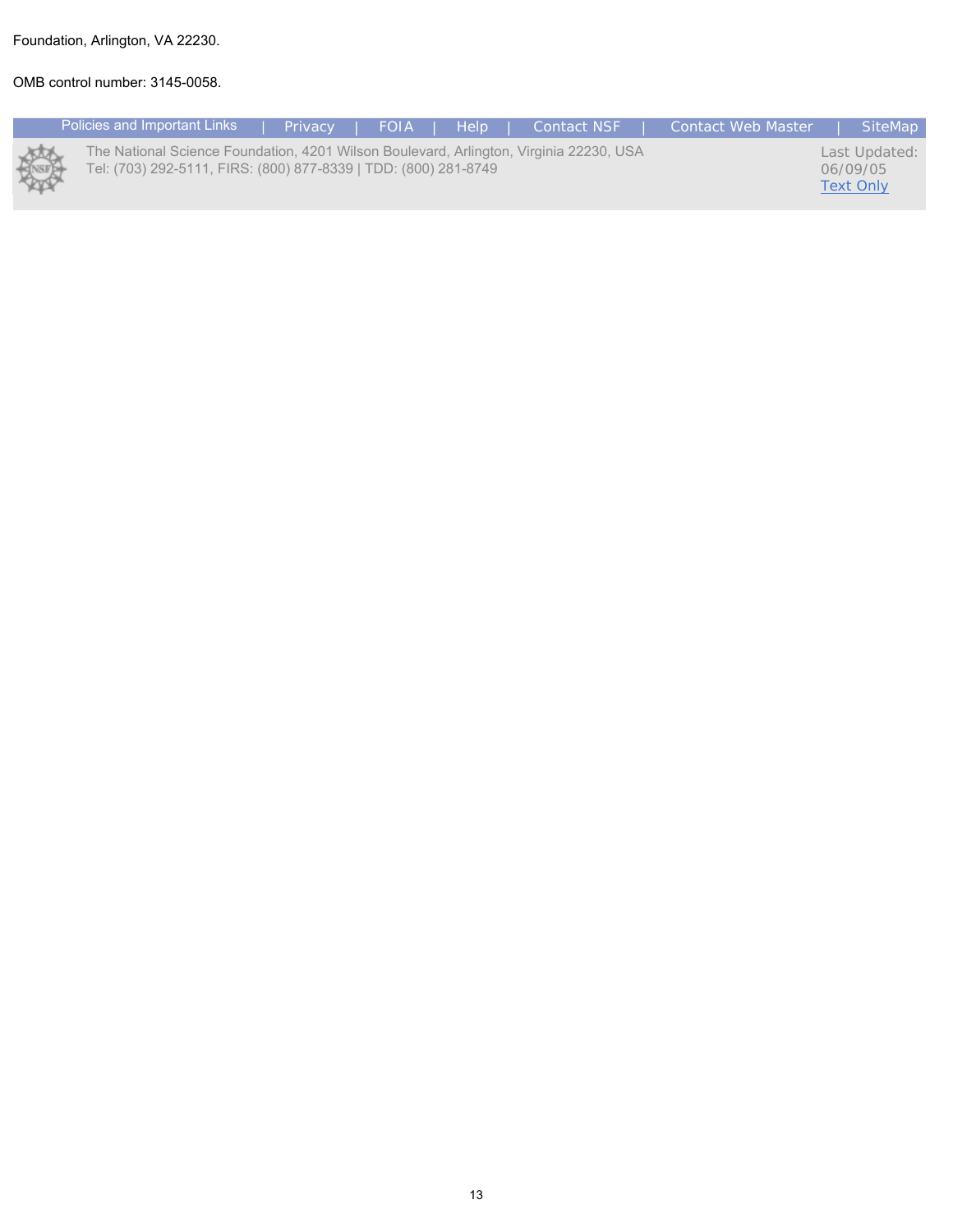Foundation, Arlington, VA 22230.

OMB control number: 3145-0058.

Policies and Important Links | Privacy | FOIA | Help | Contact NSF | Contact Web Master | SiteMap

The National Science Foundation, 4201 Wilson Boulevard, Arlington, Virginia 22230, USA
Tel: (703) 292-5111, FIRS: (800) 877-8339 | TDD: (800) 281-8749

Last Updated: 06/09/05
Text Only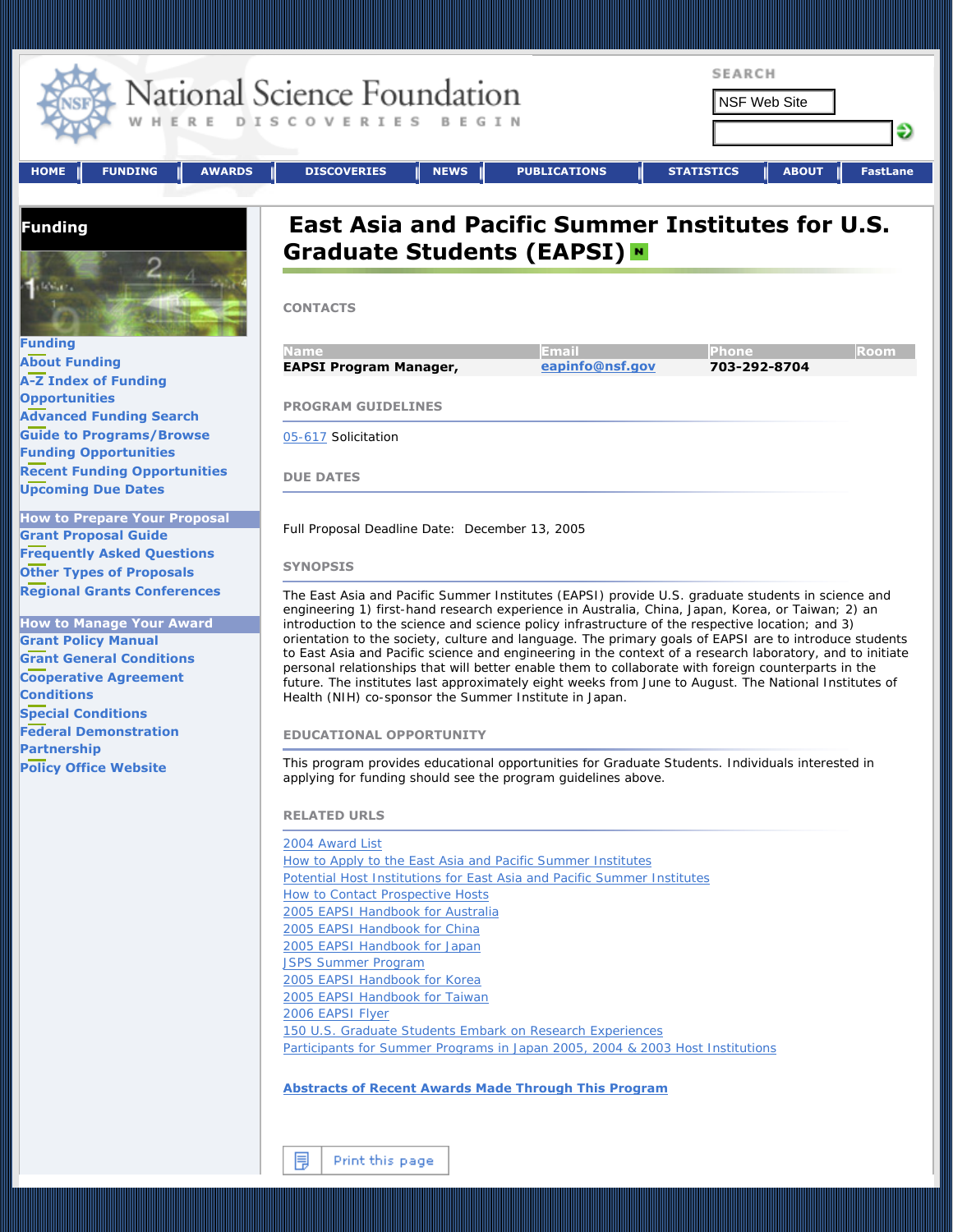# National Science Foundation

WHERE DISCOVERIES BEGIN

SEARCH

NSF Web Site

HOME | FUNDING | AWARDS | DISCOVERIES | NEWS | PUBLICATIONS | STATISTICS | ABOUT | FastLane

**Funding**

- Funding
- About Funding
- A-Z Index of Funding Opportunities
- Advanced Funding Search
- Guide to Programs/Browse Funding Opportunities
- Recent Funding Opportunities
- Upcoming Due Dates

**How to Prepare Your Proposal**

- Grant Proposal Guide
- Frequently Asked Questions
- Other Types of Proposals
- Regional Grants Conferences

**How to Manage Your Award**

- Grant Policy Manual
- Grant General Conditions
- Cooperative Agreement Conditions
- Special Conditions
- Federal Demonstration Partnership
- Policy Office Website

# East Asia and Pacific Summer Institutes for U.S. Graduate Students (EAPSI)

## CONTACTS

| Name | Email | Phone | Room |
| --- | --- | --- | --- |
| EAPSI Program Manager, | eapinfo@nsf.gov | 703-292-8704 | |

## PROGRAM GUIDELINES

05-617 Solicitation

## DUE DATES

Full Proposal Deadline Date: December 13, 2005

## SYNOPSIS

The East Asia and Pacific Summer Institutes (EAPSI) provide U.S. graduate students in science and engineering 1) first-hand research experience in Australia, China, Japan, Korea, or Taiwan; 2) an introduction to the science and science policy infrastructure of the respective location; and 3) orientation to the society, culture and language. The primary goals of EAPSI are to introduce students to East Asia and Pacific science and engineering in the context of a research laboratory, and to initiate personal relationships that will better enable them to collaborate with foreign counterparts in the future. The institutes last approximately eight weeks from June to August. The National Institutes of Health (NIH) co-sponsor the Summer Institute in Japan.

## EDUCATIONAL OPPORTUNITY

This program provides educational opportunities for Graduate Students. Individuals interested in applying for funding should see the program guidelines above.

## RELATED URLS

- 2004 Award List
- How to Apply to the East Asia and Pacific Summer Institutes
- Potential Host Institutions for East Asia and Pacific Summer Institutes
- How to Contact Prospective Hosts
- 2005 EAPSI Handbook for Australia
- 2005 EAPSI Handbook for China
- 2005 EAPSI Handbook for Japan
- JSPS Summer Program
- 2005 EAPSI Handbook for Korea
- 2005 EAPSI Handbook for Taiwan
- 2006 EAPSI Flyer
- 150 U.S. Graduate Students Embark on Research Experiences
- Participants for Summer Programs in Japan 2005, 2004 & 2003 Host Institutions

**Abstracts of Recent Awards Made Through This Program**

Print this page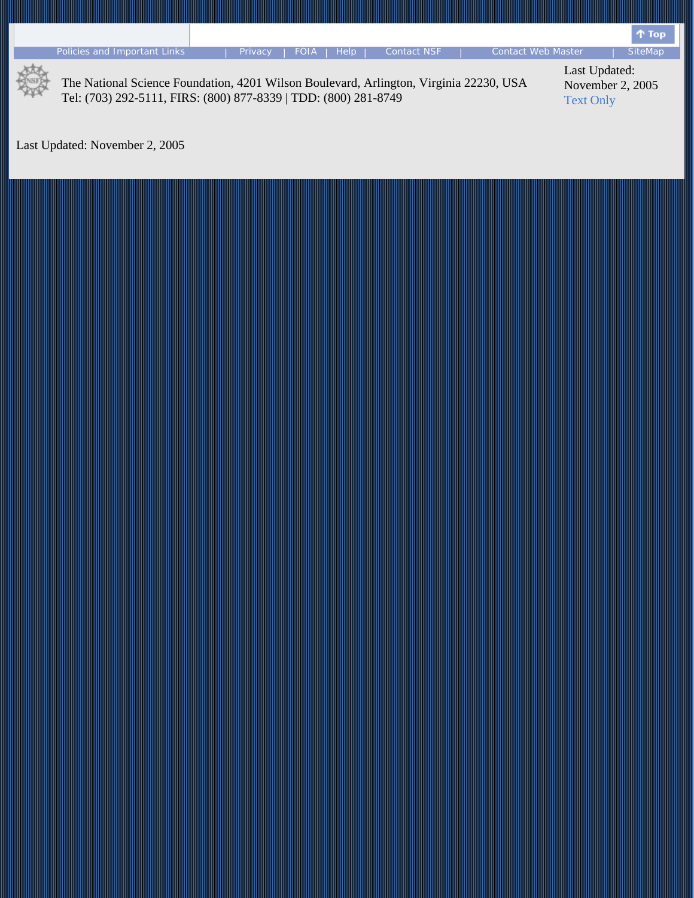↑ Top

Policies and Important Links | Privacy | FOIA | Help | Contact NSF | Contact Web Master | SiteMap

The National Science Foundation, 4201 Wilson Boulevard, Arlington, Virginia 22230, USA
Tel: (703) 292-5111, FIRS: (800) 877-8339 | TDD: (800) 281-8749

Last Updated:
November 2, 2005
Text Only

Last Updated: November 2, 2005